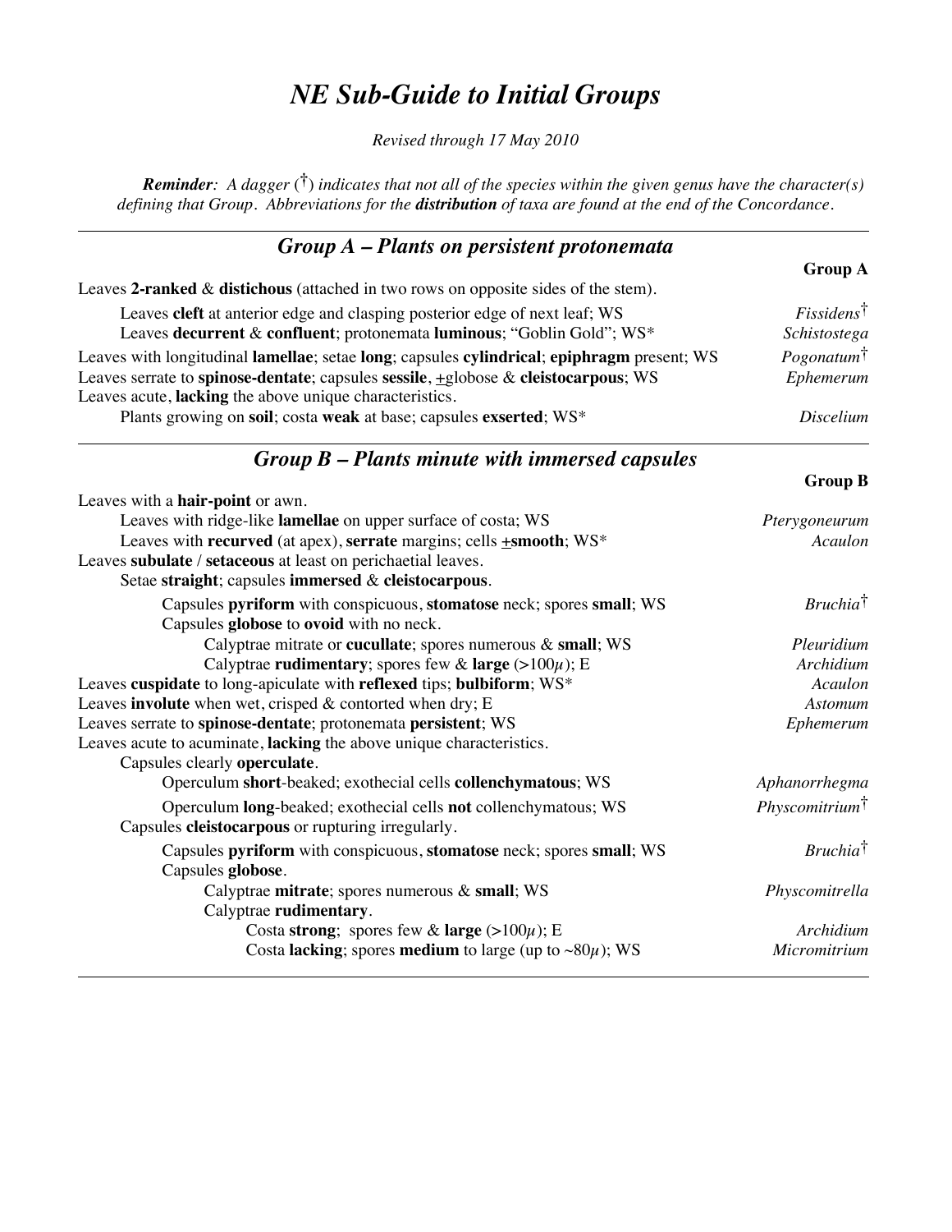# *NE Sub-Guide to Initial Groups*

*Revised through 17 May 2010*

***Reminder**: A dagger (†) indicates that not all of the species within the given genus have the character(s) defining that Group. Abbreviations for the **distribution** of taxa are found at the end of the Concordance.*

---

## *Group A – Plants on persistent protonemata*

| | **Group A** |
|---|---|
| Leaves **2-ranked** & **distichous** (attached in two rows on opposite sides of the stem). | |
| &nbsp;&nbsp;&nbsp;&nbsp;Leaves **cleft** at anterior edge and clasping posterior edge of next leaf; WS | *Fissidens*† |
| &nbsp;&nbsp;&nbsp;&nbsp;Leaves **decurrent** & **confluent**; protonemata **luminous**; "Goblin Gold"; WS* | *Schistostega* |
| Leaves with longitudinal **lamellae**; setae **long**; capsules **cylindrical**; **epiphragm** present; WS | *Pogonatum*† |
| Leaves serrate to **spinose-dentate**; capsules **sessile**, ±globose & **cleistocarpous**; WS | *Ephemerum* |
| Leaves acute, **lacking** the above unique characteristics. | |
| &nbsp;&nbsp;&nbsp;&nbsp;Plants growing on **soil**; costa **weak** at base; capsules **exserted**; WS* | *Discelium* |

---

## *Group B – Plants minute with immersed capsules*

| | **Group B** |
|---|---|
| Leaves with a **hair-point** or awn. | |
| &nbsp;&nbsp;&nbsp;&nbsp;Leaves with ridge-like **lamellae** on upper surface of costa; WS | *Pterygoneurum* |
| &nbsp;&nbsp;&nbsp;&nbsp;Leaves with **recurved** (at apex), **serrate** margins; cells **±smooth**; WS* | *Acaulon* |
| Leaves **subulate** / **setaceous** at least on perichaetial leaves. | |
| &nbsp;&nbsp;&nbsp;&nbsp;Setae **straight**; capsules **immersed** & **cleistocarpous**. | |
| &nbsp;&nbsp;&nbsp;&nbsp;&nbsp;&nbsp;&nbsp;&nbsp;Capsules **pyriform** with conspicuous, **stomatose** neck; spores **small**; WS | *Bruchia*† |
| &nbsp;&nbsp;&nbsp;&nbsp;&nbsp;&nbsp;&nbsp;&nbsp;Capsules **globose** to **ovoid** with no neck. | |
| &nbsp;&nbsp;&nbsp;&nbsp;&nbsp;&nbsp;&nbsp;&nbsp;&nbsp;&nbsp;&nbsp;&nbsp;Calyptrae mitrate or **cucullate**; spores numerous & **small**; WS | *Pleuridium* |
| &nbsp;&nbsp;&nbsp;&nbsp;&nbsp;&nbsp;&nbsp;&nbsp;&nbsp;&nbsp;&nbsp;&nbsp;Calyptrae **rudimentary**; spores few & **large** (>100$\mu$); E | *Archidium* |
| Leaves **cuspidate** to long-apiculate with **reflexed** tips; **bulbiform**; WS* | *Acaulon* |
| Leaves **involute** when wet, crisped & contorted when dry; E | *Astomum* |
| Leaves serrate to **spinose-dentate**; protonemata **persistent**; WS | *Ephemerum* |
| Leaves acute to acuminate, **lacking** the above unique characteristics. | |
| &nbsp;&nbsp;&nbsp;&nbsp;Capsules clearly **operculate**. | |
| &nbsp;&nbsp;&nbsp;&nbsp;&nbsp;&nbsp;&nbsp;&nbsp;Operculum **short**-beaked; exothecial cells **collenchymatous**; WS | *Aphanorrhegma* |
| &nbsp;&nbsp;&nbsp;&nbsp;&nbsp;&nbsp;&nbsp;&nbsp;Operculum **long**-beaked; exothecial cells **not** collenchymatous; WS | *Physcomitrium*† |
| &nbsp;&nbsp;&nbsp;&nbsp;Capsules **cleistocarpous** or rupturing irregularly. | |
| &nbsp;&nbsp;&nbsp;&nbsp;&nbsp;&nbsp;&nbsp;&nbsp;Capsules **pyriform** with conspicuous, **stomatose** neck; spores **small**; WS | *Bruchia*† |
| &nbsp;&nbsp;&nbsp;&nbsp;&nbsp;&nbsp;&nbsp;&nbsp;Capsules **globose**. | |
| &nbsp;&nbsp;&nbsp;&nbsp;&nbsp;&nbsp;&nbsp;&nbsp;&nbsp;&nbsp;&nbsp;&nbsp;Calyptrae **mitrate**; spores numerous & **small**; WS | *Physcomitrella* |
| &nbsp;&nbsp;&nbsp;&nbsp;&nbsp;&nbsp;&nbsp;&nbsp;&nbsp;&nbsp;&nbsp;&nbsp;Calyptrae **rudimentary**. | |
| &nbsp;&nbsp;&nbsp;&nbsp;&nbsp;&nbsp;&nbsp;&nbsp;&nbsp;&nbsp;&nbsp;&nbsp;&nbsp;&nbsp;&nbsp;&nbsp;Costa **strong**; spores few & **large** (>100$\mu$); E | *Archidium* |
| &nbsp;&nbsp;&nbsp;&nbsp;&nbsp;&nbsp;&nbsp;&nbsp;&nbsp;&nbsp;&nbsp;&nbsp;&nbsp;&nbsp;&nbsp;&nbsp;Costa **lacking**; spores **medium** to large (up to ~80$\mu$); WS | *Micromitrium* |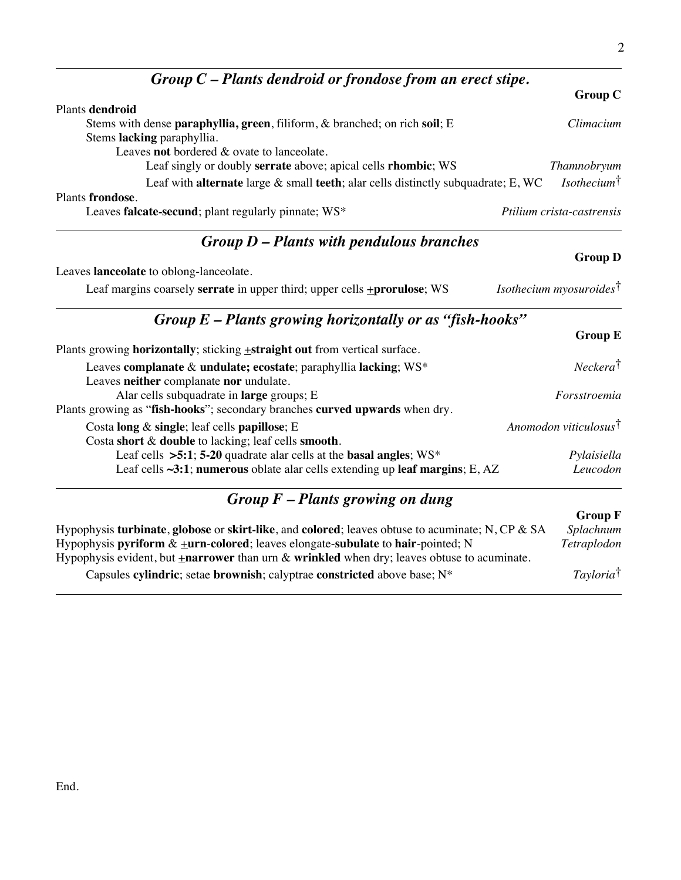## *Group C – Plants dendroid or frondose from an erect stipe.*

**Group C**

Plants **dendroid**

- Stems with dense **paraphyllia, green**, filiform, & branched; on rich **soil**; E — *Climacium*
- Stems **lacking** paraphyllia.
  - Leaves **not** bordered & ovate to lanceolate.
    - Leaf singly or doubly **serrate** above; apical cells **rhombic**; WS — *Thamnobryum*
    - Leaf with **alternate** large & small **teeth**; alar cells distinctly subquadrate; E, WC — *Isothecium*†

Plants **frondose**.

- Leaves **falcate-secund**; plant regularly pinnate; WS* — *Ptilium crista-castrensis*

## *Group D – Plants with pendulous branches*

**Group D**

Leaves **lanceolate** to oblong-lanceolate.

- Leaf margins coarsely **serrate** in upper third; upper cells ±**prorulose**; WS — *Isothecium myosuroides*†

## *Group E – Plants growing horizontally or as "fish-hooks"*

**Group E**

Plants growing **horizontally**; sticking ±**straight out** from vertical surface.

- Leaves **complanate** & **undulate; ecostate**; paraphyllia **lacking**; WS* — *Neckera*†
- Leaves **neither** complanate **nor** undulate.
  - Alar cells subquadrate in **large** groups; E — *Forsstroemia*

Plants growing as "**fish-hooks**"; secondary branches **curved upwards** when dry.

- Costa **long** & **single**; leaf cells **papillose**; E — *Anomodon viticulosus*†
- Costa **short** & **double** to lacking; leaf cells **smooth**.
  - Leaf cells **>5:1**; **5-20** quadrate alar cells at the **basal angles**; WS* — *Pylaisiella*
  - Leaf cells **~3:1**; **numerous** oblate alar cells extending up **leaf margins**; E, AZ — *Leucodon*

## *Group F – Plants growing on dung*

**Group F**

Hypophysis **turbinate**, **globose** or **skirt-like**, and **colored**; leaves obtuse to acuminate; N, CP & SA — *Splachnum*

Hypophysis **pyriform** & ±**urn-colored**; leaves elongate-**subulate** to **hair**-pointed; N — *Tetraplodon*

Hypophysis evident, but ±**narrower** than urn & **wrinkled** when dry; leaves obtuse to acuminate.

- Capsules **cylindric**; setae **brownish**; calyptrae **constricted** above base; N* — *Tayloria*†

End.